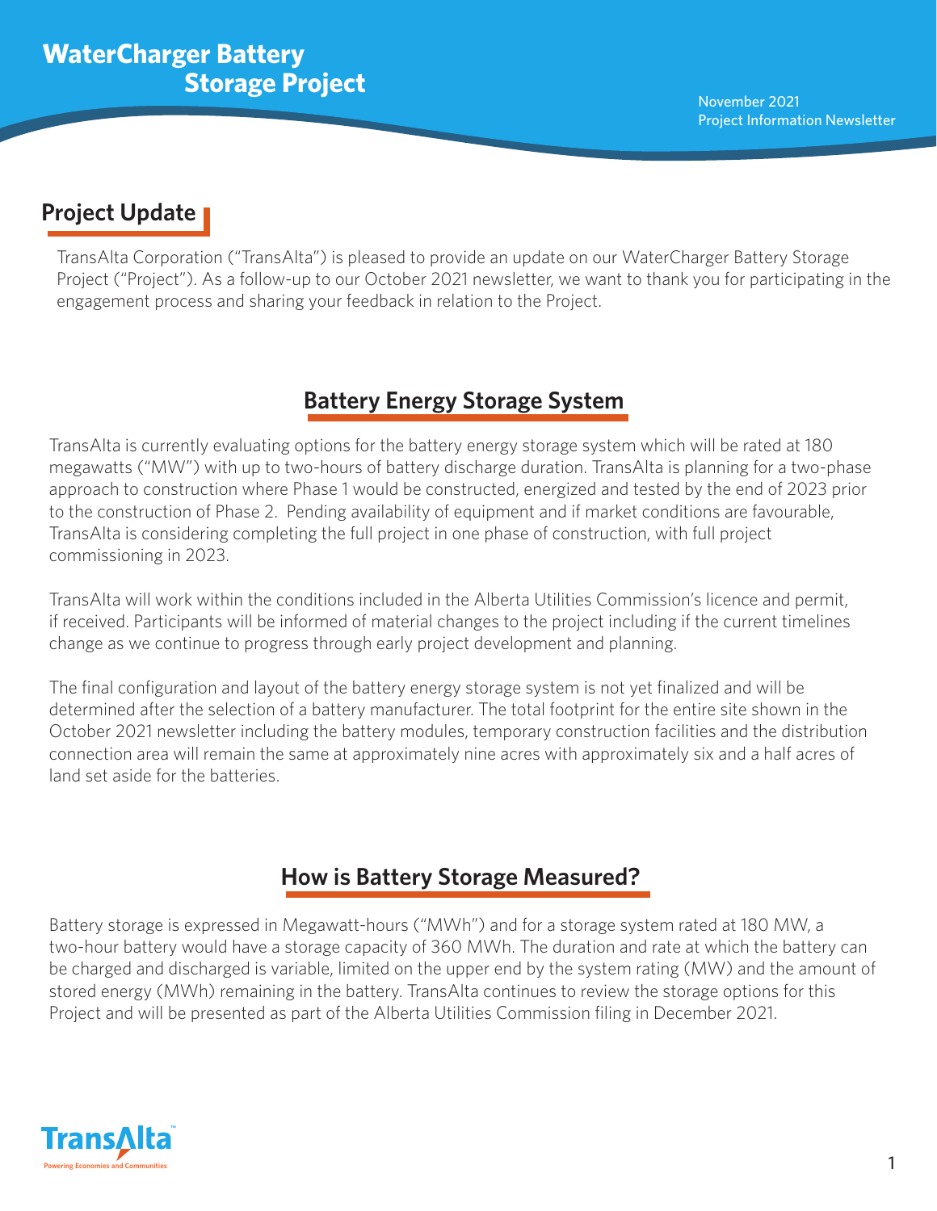# WaterCharger Battery Storage Project

November 2021
Project Information Newsletter

## Project Update

TransAlta Corporation ("TransAlta") is pleased to provide an update on our WaterCharger Battery Storage Project ("Project"). As a follow-up to our October 2021 newsletter, we want to thank you for participating in the engagement process and sharing your feedback in relation to the Project.

## Battery Energy Storage System

TransAlta is currently evaluating options for the battery energy storage system which will be rated at 180 megawatts ("MW") with up to two-hours of battery discharge duration. TransAlta is planning for a two-phase approach to construction where Phase 1 would be constructed, energized and tested by the end of 2023 prior to the construction of Phase 2. Pending availability of equipment and if market conditions are favourable, TransAlta is considering completing the full project in one phase of construction, with full project commissioning in 2023.

TransAlta will work within the conditions included in the Alberta Utilities Commission's licence and permit, if received. Participants will be informed of material changes to the project including if the current timelines change as we continue to progress through early project development and planning.

The final configuration and layout of the battery energy storage system is not yet finalized and will be determined after the selection of a battery manufacturer. The total footprint for the entire site shown in the October 2021 newsletter including the battery modules, temporary construction facilities and the distribution connection area will remain the same at approximately nine acres with approximately six and a half acres of land set aside for the batteries.

## How is Battery Storage Measured?

Battery storage is expressed in Megawatt-hours ("MWh") and for a storage system rated at 180 MW, a two-hour battery would have a storage capacity of 360 MWh. The duration and rate at which the battery can be charged and discharged is variable, limited on the upper end by the system rating (MW) and the amount of stored energy (MWh) remaining in the battery. TransAlta continues to review the storage options for this Project and will be presented as part of the Alberta Utilities Commission filing in December 2021.

TransAlta™
Powering Economies and Communities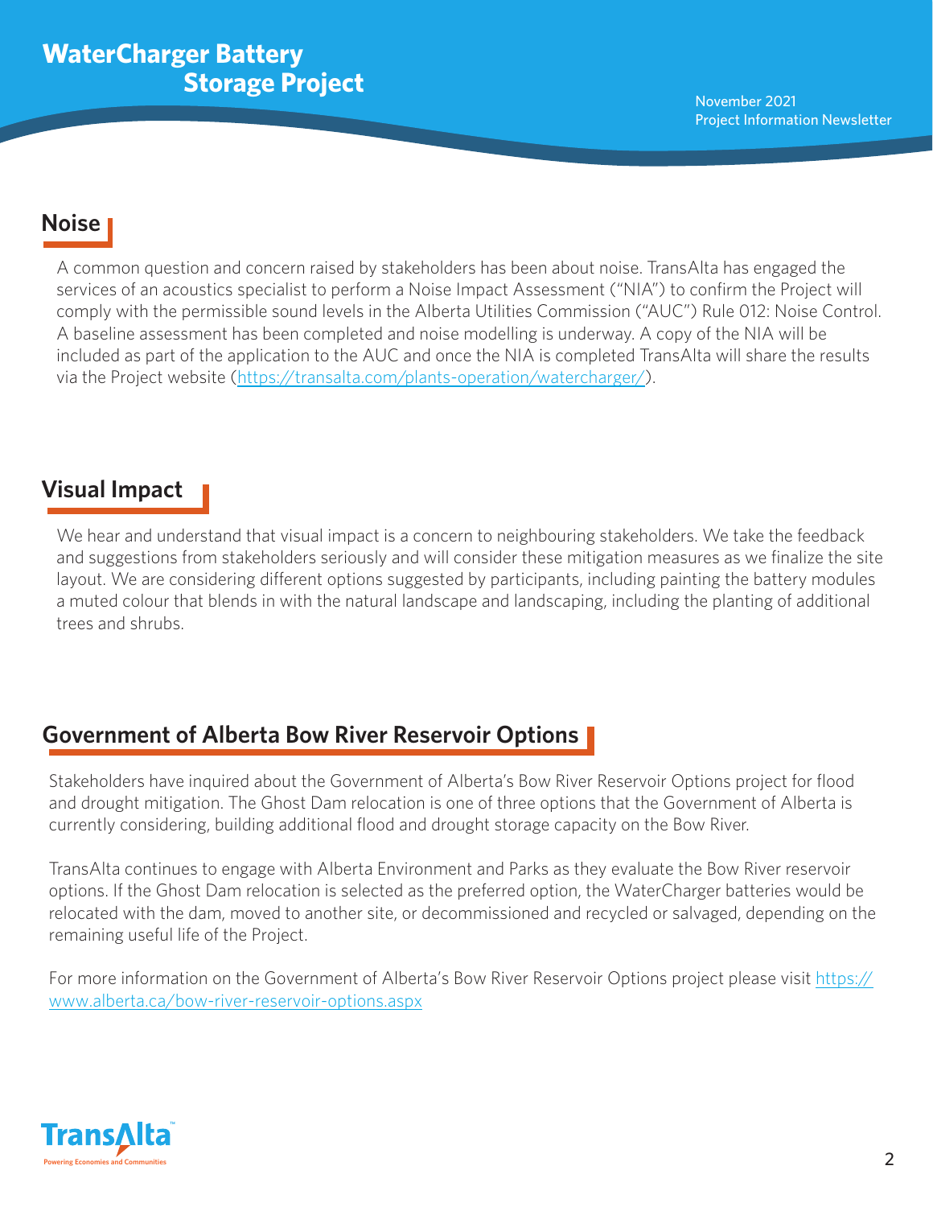## Noise

A common question and concern raised by stakeholders has been about noise. TransAlta has engaged the services of an acoustics specialist to perform a Noise Impact Assessment ("NIA") to confirm the Project will comply with the permissible sound levels in the Alberta Utilities Commission ("AUC") Rule 012: Noise Control. A baseline assessment has been completed and noise modelling is underway. A copy of the NIA will be included as part of the application to the AUC and once the NIA is completed TransAlta will share the results via the Project website (https://transalta.com/plants-operation/watercharger/).

## Visual Impact

We hear and understand that visual impact is a concern to neighbouring stakeholders. We take the feedback and suggestions from stakeholders seriously and will consider these mitigation measures as we finalize the site layout. We are considering different options suggested by participants, including painting the battery modules a muted colour that blends in with the natural landscape and landscaping, including the planting of additional trees and shrubs.

## Government of Alberta Bow River Reservoir Options

Stakeholders have inquired about the Government of Alberta's Bow River Reservoir Options project for flood and drought mitigation. The Ghost Dam relocation is one of three options that the Government of Alberta is currently considering, building additional flood and drought storage capacity on the Bow River.

TransAlta continues to engage with Alberta Environment and Parks as they evaluate the Bow River reservoir options. If the Ghost Dam relocation is selected as the preferred option, the WaterCharger batteries would be relocated with the dam, moved to another site, or decommissioned and recycled or salvaged, depending on the remaining useful life of the Project.

For more information on the Government of Alberta's Bow River Reservoir Options project please visit https://www.alberta.ca/bow-river-reservoir-options.aspx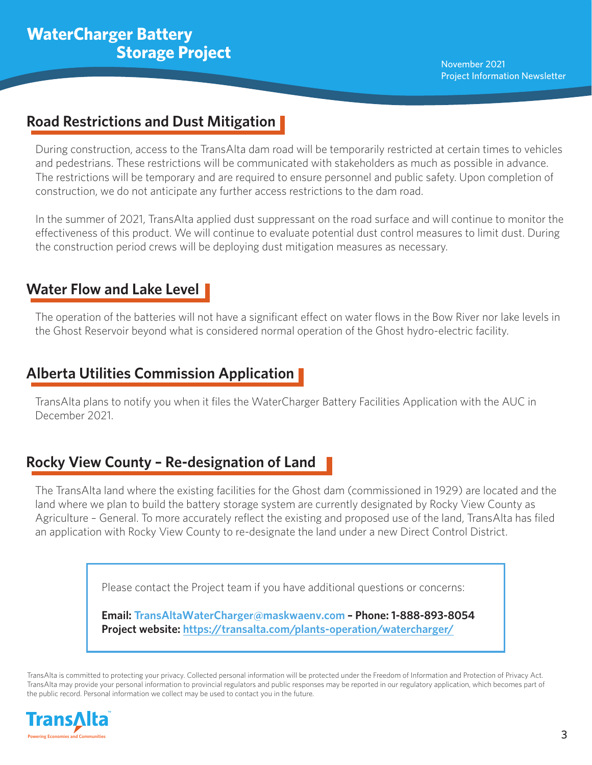## Road Restrictions and Dust Mitigation

During construction, access to the TransAlta dam road will be temporarily restricted at certain times to vehicles and pedestrians. These restrictions will be communicated with stakeholders as much as possible in advance. The restrictions will be temporary and are required to ensure personnel and public safety. Upon completion of construction, we do not anticipate any further access restrictions to the dam road.

In the summer of 2021, TransAlta applied dust suppressant on the road surface and will continue to monitor the effectiveness of this product. We will continue to evaluate potential dust control measures to limit dust. During the construction period crews will be deploying dust mitigation measures as necessary.

## Water Flow and Lake Level

The operation of the batteries will not have a significant effect on water flows in the Bow River nor lake levels in the Ghost Reservoir beyond what is considered normal operation of the Ghost hydro-electric facility.

## Alberta Utilities Commission Application

TransAlta plans to notify you when it files the WaterCharger Battery Facilities Application with the AUC in December 2021.

## Rocky View County – Re-designation of Land

The TransAlta land where the existing facilities for the Ghost dam (commissioned in 1929) are located and the land where we plan to build the battery storage system are currently designated by Rocky View County as Agriculture – General. To more accurately reflect the existing and proposed use of the land, TransAlta has filed an application with Rocky View County to re-designate the land under a new Direct Control District.

Please contact the Project team if you have additional questions or concerns:

**Email: TransAltaWaterCharger@maskwaenv.com – Phone: 1-888-893-8054**
**Project website: https://transalta.com/plants-operation/watercharger/**

TransAlta is committed to protecting your privacy. Collected personal information will be protected under the Freedom of Information and Protection of Privacy Act. TransAlta may provide your personal information to provincial regulators and public responses may be reported in our regulatory application, which becomes part of the public record. Personal information we collect may be used to contact you in the future.

TransAlta
Powering Economies and Communities